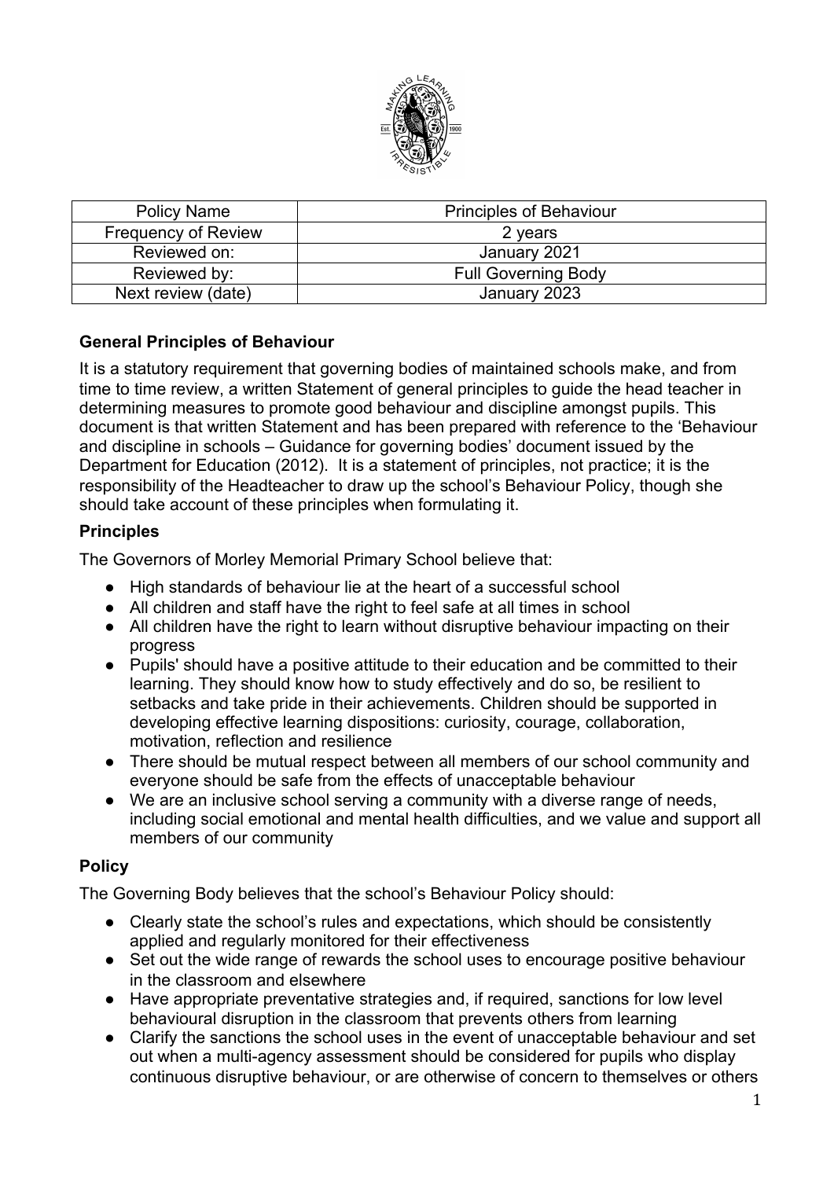| Policy Name | Principles of Behaviour |
|---|---|
| Frequency of Review | 2 years |
| Reviewed on: | January 2021 |
| Reviewed by: | Full Governing Body |
| Next review (date) | January 2023 |

### General Principles of Behaviour

It is a statutory requirement that governing bodies of maintained schools make, and from time to time review, a written Statement of general principles to guide the head teacher in determining measures to promote good behaviour and discipline amongst pupils. This document is that written Statement and has been prepared with reference to the 'Behaviour and discipline in schools – Guidance for governing bodies' document issued by the Department for Education (2012). It is a statement of principles, not practice; it is the responsibility of the Headteacher to draw up the school's Behaviour Policy, though she should take account of these principles when formulating it.

### Principles

The Governors of Morley Memorial Primary School believe that:

- High standards of behaviour lie at the heart of a successful school
- All children and staff have the right to feel safe at all times in school
- All children have the right to learn without disruptive behaviour impacting on their progress
- Pupils' should have a positive attitude to their education and be committed to their learning. They should know how to study effectively and do so, be resilient to setbacks and take pride in their achievements. Children should be supported in developing effective learning dispositions: curiosity, courage, collaboration, motivation, reflection and resilience
- There should be mutual respect between all members of our school community and everyone should be safe from the effects of unacceptable behaviour
- We are an inclusive school serving a community with a diverse range of needs, including social emotional and mental health difficulties, and we value and support all members of our community

### Policy

The Governing Body believes that the school's Behaviour Policy should:

- Clearly state the school's rules and expectations, which should be consistently applied and regularly monitored for their effectiveness
- Set out the wide range of rewards the school uses to encourage positive behaviour in the classroom and elsewhere
- Have appropriate preventative strategies and, if required, sanctions for low level behavioural disruption in the classroom that prevents others from learning
- Clarify the sanctions the school uses in the event of unacceptable behaviour and set out when a multi-agency assessment should be considered for pupils who display continuous disruptive behaviour, or are otherwise of concern to themselves or others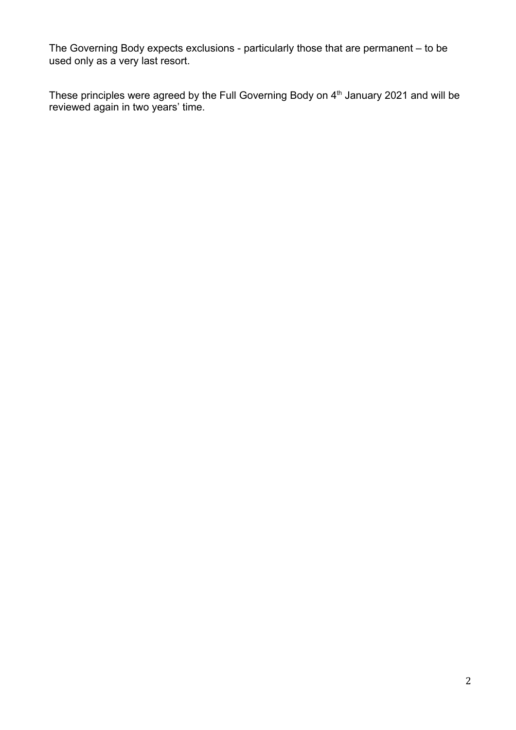The Governing Body expects exclusions - particularly those that are permanent – to be used only as a very last resort.

These principles were agreed by the Full Governing Body on 4th January 2021 and will be reviewed again in two years' time.